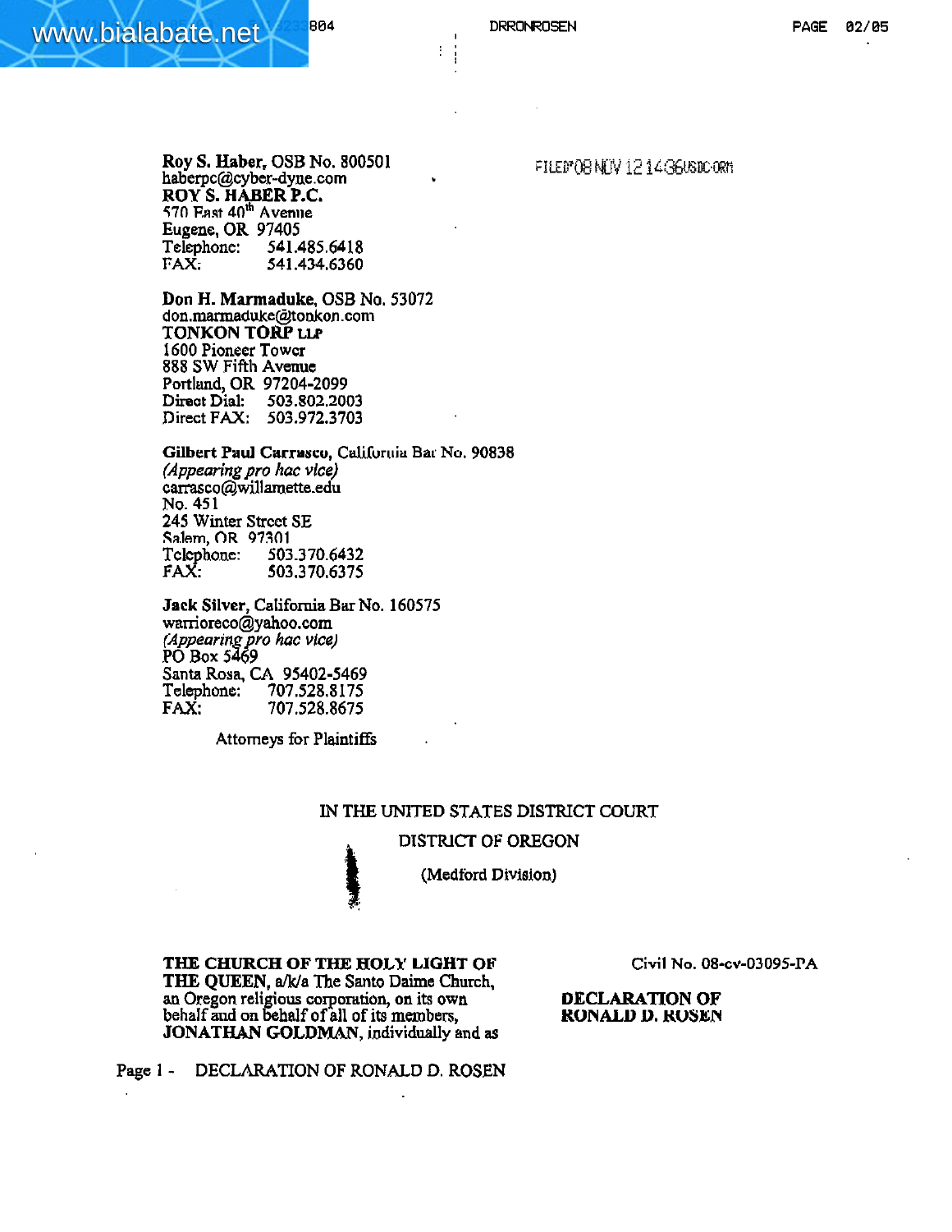**Roy S. Haber**, OSB No. 800501
haberpc@cyber-dyne.com
**ROY S. HABER P.C.**
570 East 40th Avenue
Eugene, OR 97405
Telephone: 541.485.6418
FAX: 541.434.6360

FILED'08 NOV 12 14:36USDC-ORM

**Don H. Marmaduke**, OSB No. 53072
don.marmaduke@tonkon.com
**TONKON TORP LLP**
1600 Pioneer Tower
888 SW Fifth Avenue
Portland, OR 97204-2099
Direct Dial: 503.802.2003
Direct FAX: 503.972.3703

**Gilbert Paul Carrasco**, California Bar No. 90838
*(Appearing pro hac vice)*
carrasco@willamette.edu
No. 451
245 Winter Street SE
Salem, OR 97301
Telephone: 503.370.6432
FAX: 503.370.6375

**Jack Silver**, California Bar No. 160575
warrioreco@yahoo.com
*(Appearing pro hac vice)*
PO Box 5469
Santa Rosa, CA 95402-5469
Telephone: 707.528.8175
FAX: 707.528.8675

Attorneys for Plaintiffs

IN THE UNITED STATES DISTRICT COURT

DISTRICT OF OREGON

(Medford Division)

**THE CHURCH OF THE HOLY LIGHT OF THE QUEEN**, a/k/a The Santo Daime Church, an Oregon religious corporation, on its own behalf and on behalf of all of its members, **JONATHAN GOLDMAN**, individually and as

Civil No. 08-cv-03095-PA

**DECLARATION OF RONALD D. ROSEN**

Page 1 - DECLARATION OF RONALD D. ROSEN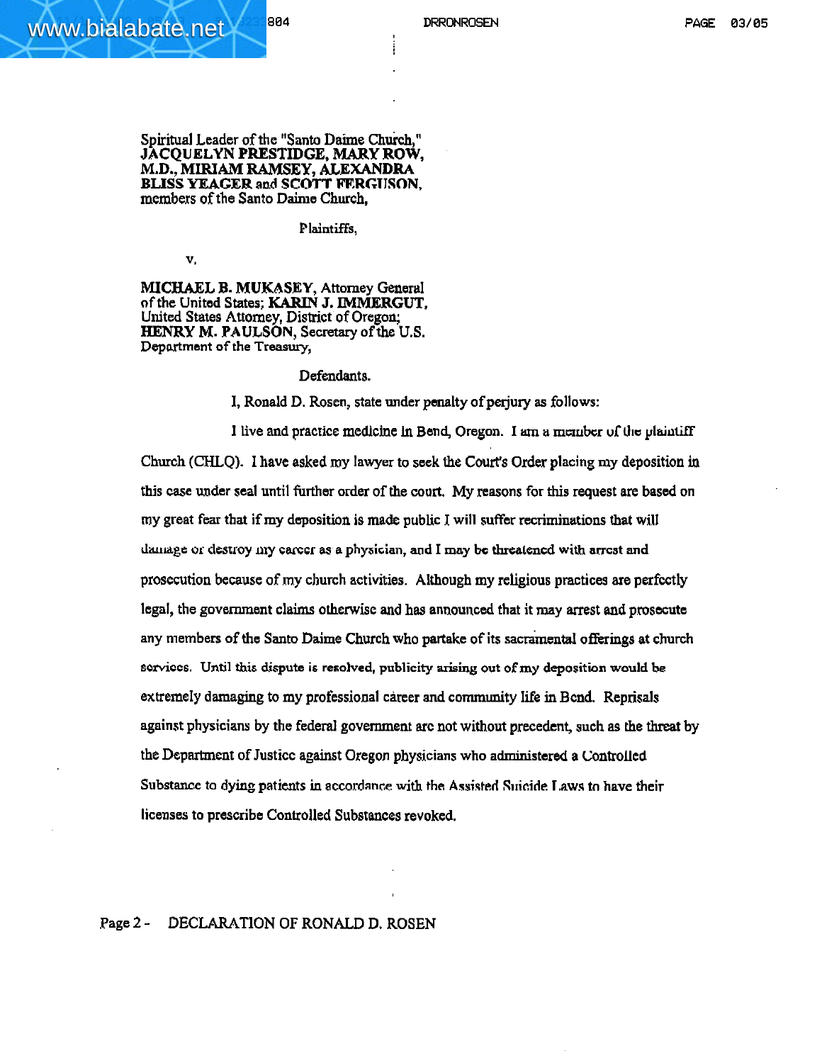Spiritual Leader of the "Santo Daime Church," **JACQUELYN PRESTIDGE, MARY ROW, M.D., MIRIAM RAMSEY, ALEXANDRA BLISS YEAGER** and **SCOTT FERGUSON**, members of the Santo Daime Church,

Plaintiffs,

v.

**MICHAEL B. MUKASEY**, Attorney General of the United States; **KARIN J. IMMERGUT**, United States Attorney, District of Oregon; **HENRY M. PAULSON**, Secretary of the U.S. Department of the Treasury,

Defendants.

I, Ronald D. Rosen, state under penalty of perjury as follows:

I live and practice medicine in Bend, Oregon. I am a member of the plaintiff Church (CHLQ). I have asked my lawyer to seek the Court's Order placing my deposition in this case under seal until further order of the court. My reasons for this request are based on my great fear that if my deposition is made public I will suffer recriminations that will damage or destroy my career as a physician, and I may be threatened with arrest and prosecution because of my church activities. Although my religious practices are perfectly legal, the government claims otherwise and has announced that it may arrest and prosecute any members of the Santo Daime Church who partake of its sacramental offerings at church services. Until this dispute is resolved, publicity arising out of my deposition would be extremely damaging to my professional career and community life in Bend. Reprisals against physicians by the federal government are not without precedent, such as the threat by the Department of Justice against Oregon physicians who administered a Controlled Substance to dying patients in accordance with the Assisted Suicide Laws to have their licenses to prescribe Controlled Substances revoked.

Page 2 - DECLARATION OF RONALD D. ROSEN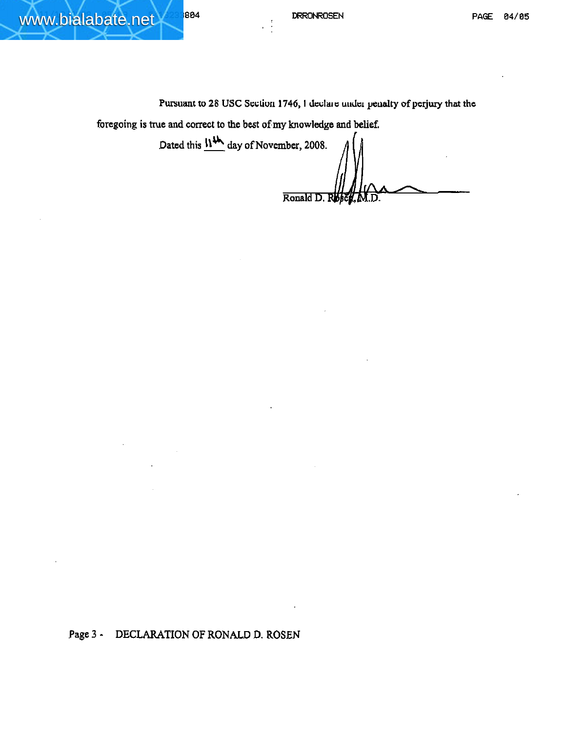Pursuant to 28 USC Section 1746, I declare under penalty of perjury that the foregoing is true and correct to the best of my knowledge and belief.

Dated this 11th day of November, 2008.

Ronald D. Rosen, M.D.

Page 3 - DECLARATION OF RONALD D. ROSEN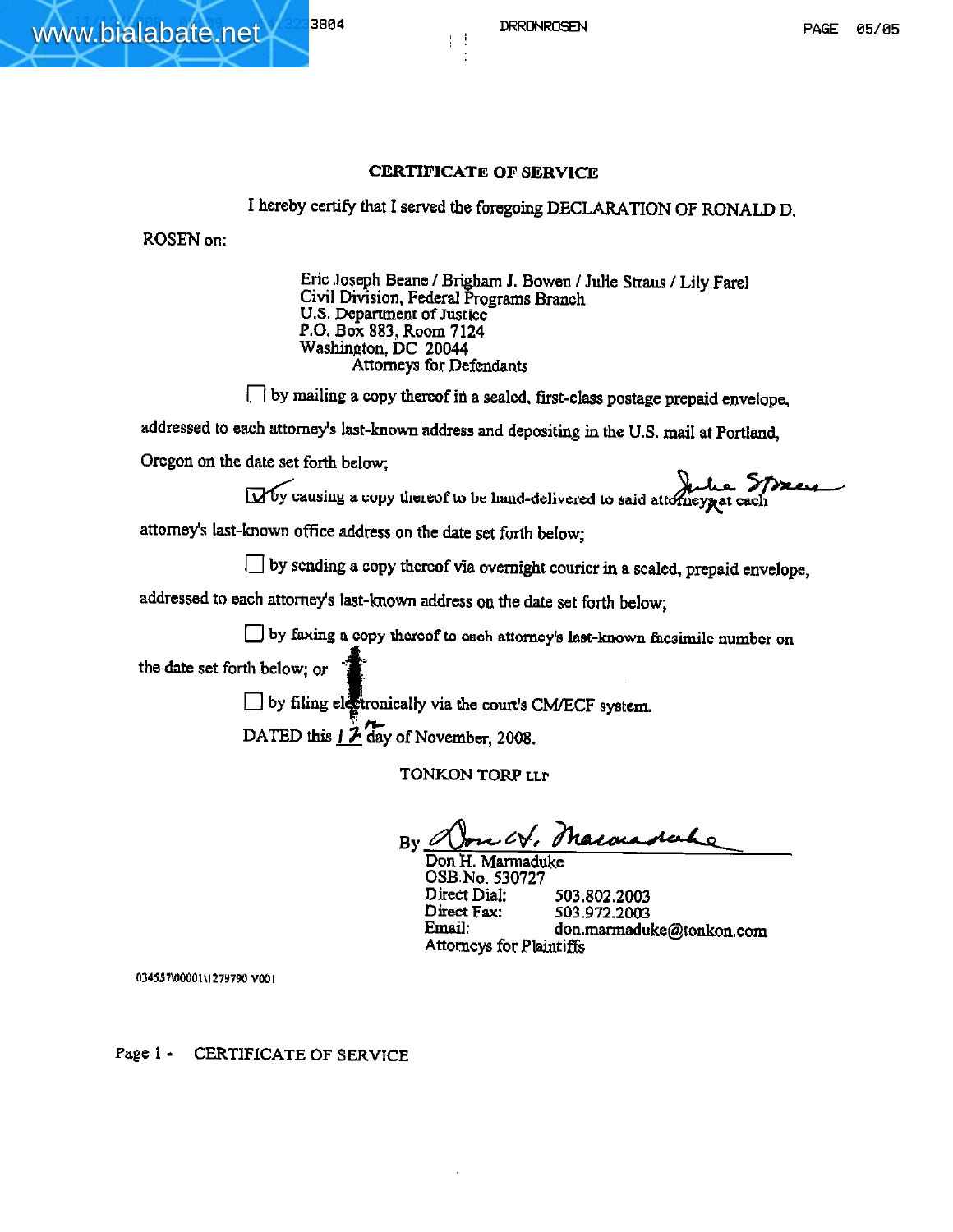## CERTIFICATE OF SERVICE

I hereby certify that I served the foregoing DECLARATION OF RONALD D. ROSEN on:

Eric Joseph Beane / Brigham J. Bowen / Julie Straus / Lily Farel
Civil Division, Federal Programs Branch
U.S. Department of Justice
P.O. Box 883, Room 7124
Washington, DC 20044
Attorneys for Defendants

☐ by mailing a copy thereof in a sealed, first-class postage prepaid envelope, addressed to each attorney's last-known address and depositing in the U.S. mail at Portland, Oregon on the date set forth below;

☑ by causing a copy thereof to be hand-delivered to said attorney at each attorney's last-known office address on the date set forth below;

☐ by sending a copy thereof via overnight courier in a sealed, prepaid envelope, addressed to each attorney's last-known address on the date set forth below;

☐ by faxing a copy thereof to each attorney's last-known facsimile number on the date set forth below; or

☐ by filing electronically via the court's CM/ECF system.

DATED this 17th day of November, 2008.

TONKON TORP LLP

By Don H. Marmaduke

Don H. Marmaduke
OSB No. 530727
Direct Dial: 503.802.2003
Direct Fax: 503.972.2003
Email: don.marmaduke@tonkon.com
Attorneys for Plaintiffs

034557\00001\1279790 V001

Page 1 - CERTIFICATE OF SERVICE